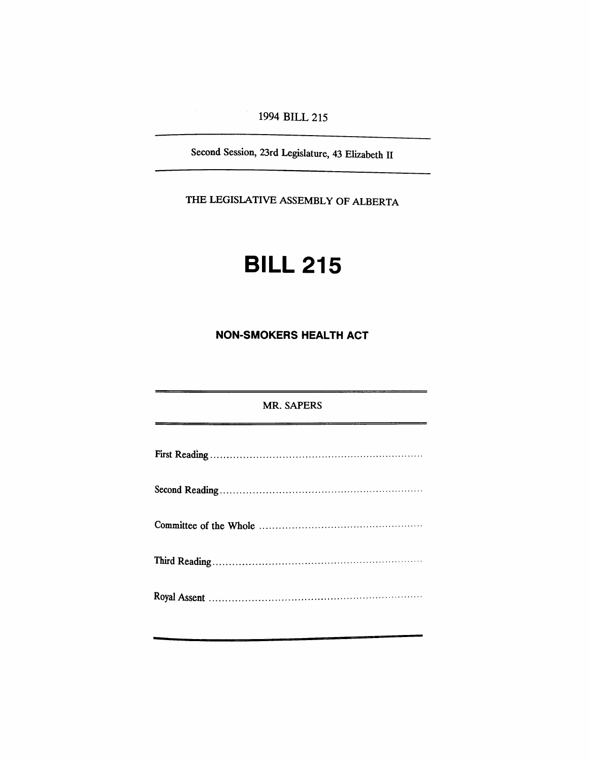1994 BILL 215

---

Second Session, 23rd Legislature, 43 Elizabeth II

---

THE LEGISLATIVE ASSEMBLY OF ALBERTA

# BILL 215

## NON-SMOKERS HEALTH ACT

---

MR. SAPERS

---

First Reading ..................................................................

Second Reading ..............................................................

Committee of the Whole ..................................................

Third Reading ................................................................

Royal Assent ..................................................................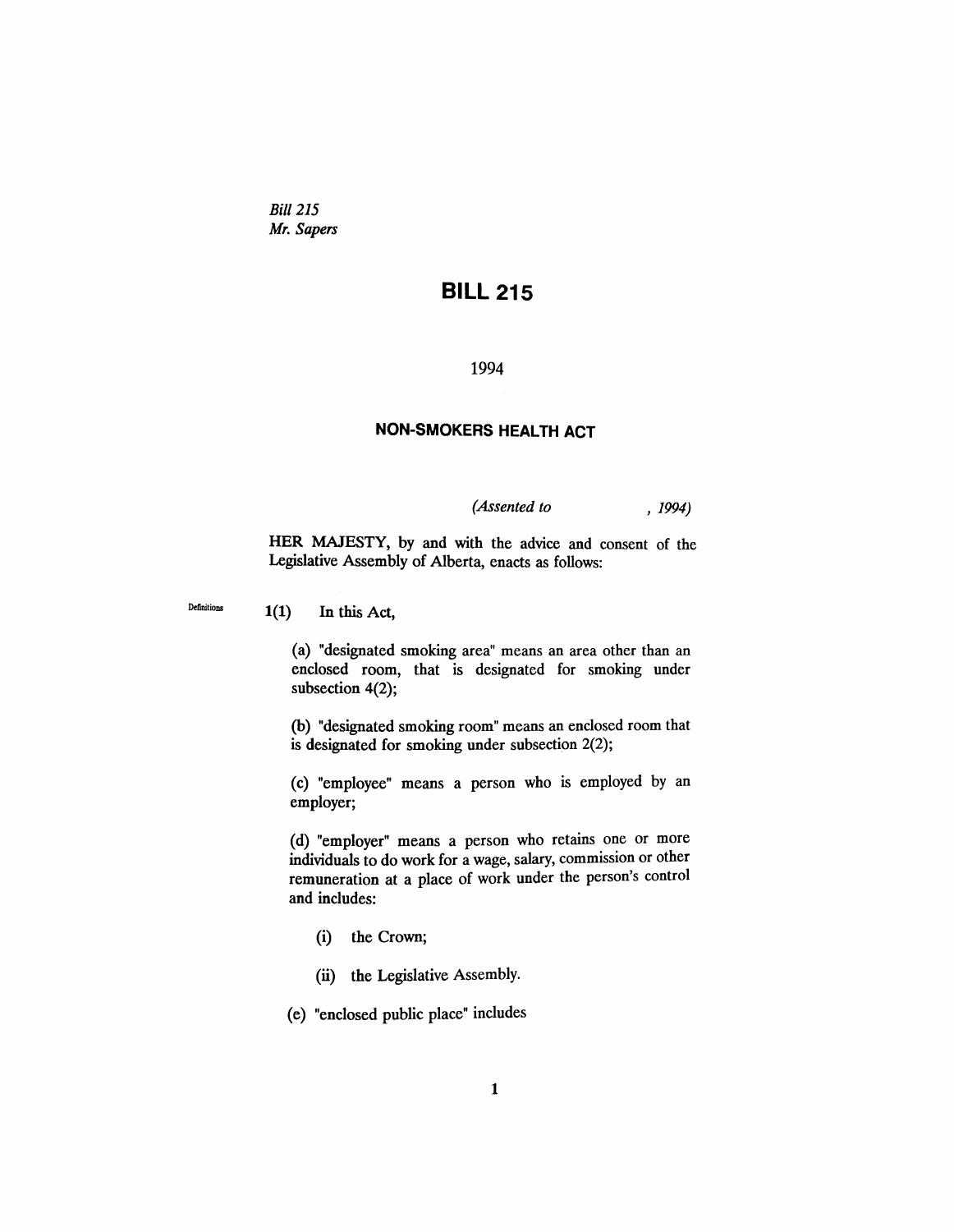*Bill 215*
*Mr. Sapers*

# BILL 215

1994

## NON-SMOKERS HEALTH ACT

*(Assented to , 1994)*

HER MAJESTY, by and with the advice and consent of the Legislative Assembly of Alberta, enacts as follows:

Definitions

**1(1)** In this Act,

(a) "designated smoking area" means an area other than an enclosed room, that is designated for smoking under subsection 4(2);

(b) "designated smoking room" means an enclosed room that is designated for smoking under subsection 2(2);

(c) "employee" means a person who is employed by an employer;

(d) "employer" means a person who retains one or more individuals to do work for a wage, salary, commission or other remuneration at a place of work under the person's control and includes:

(i) the Crown;

(ii) the Legislative Assembly.

(e) "enclosed public place" includes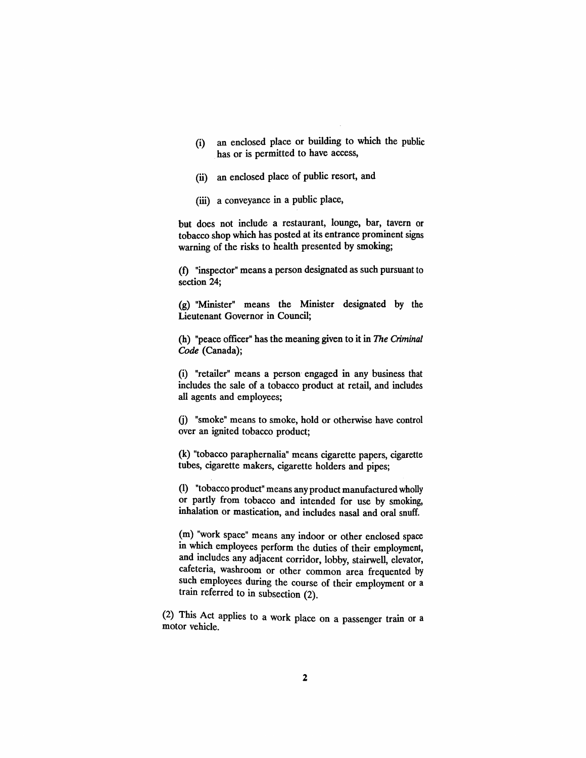(i) an enclosed place or building to which the public has or is permitted to have access,

(ii) an enclosed place of public resort, and

(iii) a conveyance in a public place,

but does not include a restaurant, lounge, bar, tavern or tobacco shop which has posted at its entrance prominent signs warning of the risks to health presented by smoking;

(f) "inspector" means a person designated as such pursuant to section 24;

(g) "Minister" means the Minister designated by the Lieutenant Governor in Council;

(h) "peace officer" has the meaning given to it in *The Criminal Code* (Canada);

(i) "retailer" means a person engaged in any business that includes the sale of a tobacco product at retail, and includes all agents and employees;

(j) "smoke" means to smoke, hold or otherwise have control over an ignited tobacco product;

(k) "tobacco paraphernalia" means cigarette papers, cigarette tubes, cigarette makers, cigarette holders and pipes;

(l) "tobacco product" means any product manufactured wholly or partly from tobacco and intended for use by smoking, inhalation or mastication, and includes nasal and oral snuff.

(m) "work space" means any indoor or other enclosed space in which employees perform the duties of their employment, and includes any adjacent corridor, lobby, stairwell, elevator, cafeteria, washroom or other common area frequented by such employees during the course of their employment or a train referred to in subsection (2).

(2) This Act applies to a work place on a passenger train or a motor vehicle.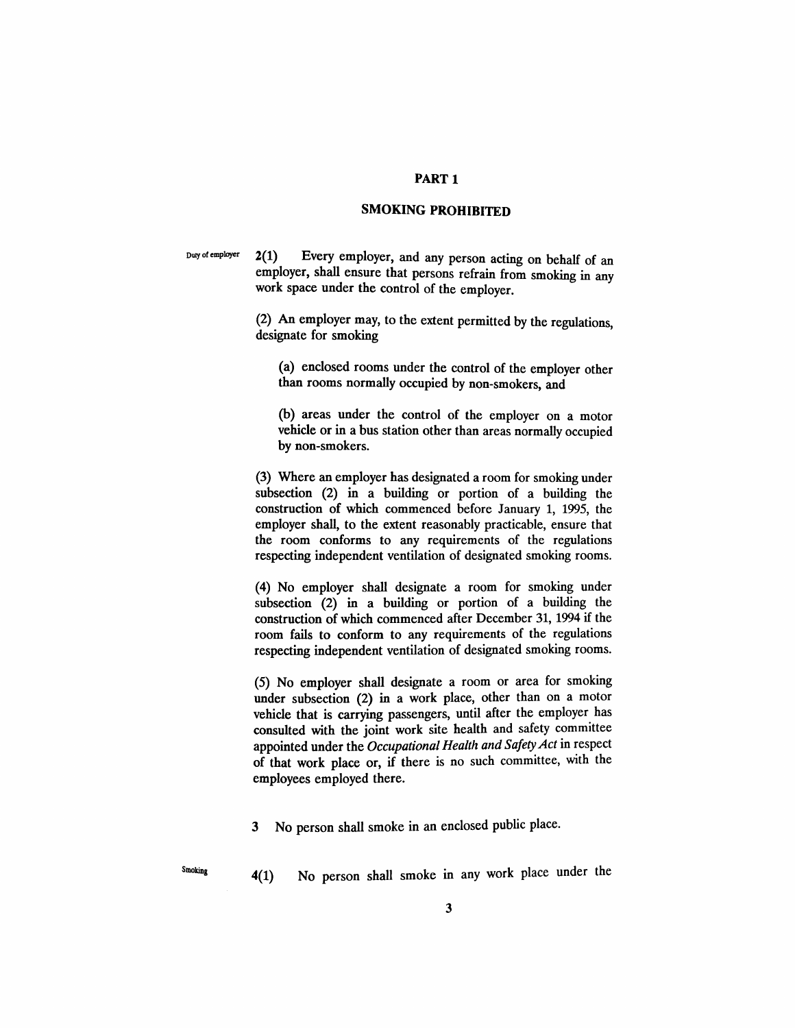## PART 1

## SMOKING PROHIBITED

Duty of employer

**2(1)** Every employer, and any person acting on behalf of an employer, shall ensure that persons refrain from smoking in any work space under the control of the employer.

(2) An employer may, to the extent permitted by the regulations, designate for smoking

(a) enclosed rooms under the control of the employer other than rooms normally occupied by non-smokers, and

(b) areas under the control of the employer on a motor vehicle or in a bus station other than areas normally occupied by non-smokers.

(3) Where an employer has designated a room for smoking under subsection (2) in a building or portion of a building the construction of which commenced before January 1, 1995, the employer shall, to the extent reasonably practicable, ensure that the room conforms to any requirements of the regulations respecting independent ventilation of designated smoking rooms.

(4) No employer shall designate a room for smoking under subsection (2) in a building or portion of a building the construction of which commenced after December 31, 1994 if the room fails to conform to any requirements of the regulations respecting independent ventilation of designated smoking rooms.

(5) No employer shall designate a room or area for smoking under subsection (2) in a work place, other than on a motor vehicle that is carrying passengers, until after the employer has consulted with the joint work site health and safety committee appointed under the *Occupational Health and Safety Act* in respect of that work place or, if there is no such committee, with the employees employed there.

**3** No person shall smoke in an enclosed public place.

Smoking

**4(1)** No person shall smoke in any work place under the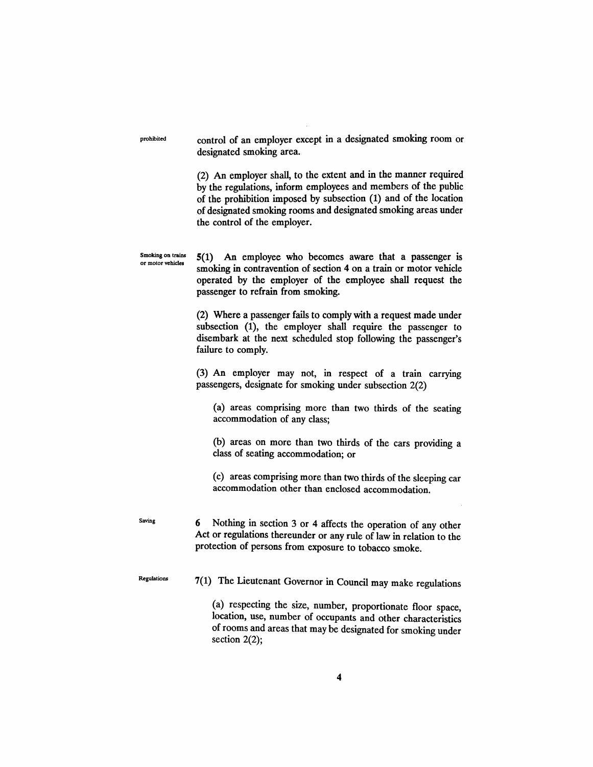prohibited control of an employer except in a designated smoking room or designated smoking area.

(2) An employer shall, to the extent and in the manner required by the regulations, inform employees and members of the public of the prohibition imposed by subsection (1) and of the location of designated smoking rooms and designated smoking areas under the control of the employer.

**Smoking on trains or motor vehicles**

5(1) An employee who becomes aware that a passenger is smoking in contravention of section 4 on a train or motor vehicle operated by the employer of the employee shall request the passenger to refrain from smoking.

(2) Where a passenger fails to comply with a request made under subsection (1), the employer shall require the passenger to disembark at the next scheduled stop following the passenger's failure to comply.

(3) An employer may not, in respect of a train carrying passengers, designate for smoking under subsection 2(2)

(a) areas comprising more than two thirds of the seating accommodation of any class;

(b) areas on more than two thirds of the cars providing a class of seating accommodation; or

(c) areas comprising more than two thirds of the sleeping car accommodation other than enclosed accommodation.

**Saving**

6 Nothing in section 3 or 4 affects the operation of any other Act or regulations thereunder or any rule of law in relation to the protection of persons from exposure to tobacco smoke.

**Regulations**

7(1) The Lieutenant Governor in Council may make regulations

(a) respecting the size, number, proportionate floor space, location, use, number of occupants and other characteristics of rooms and areas that may be designated for smoking under section 2(2);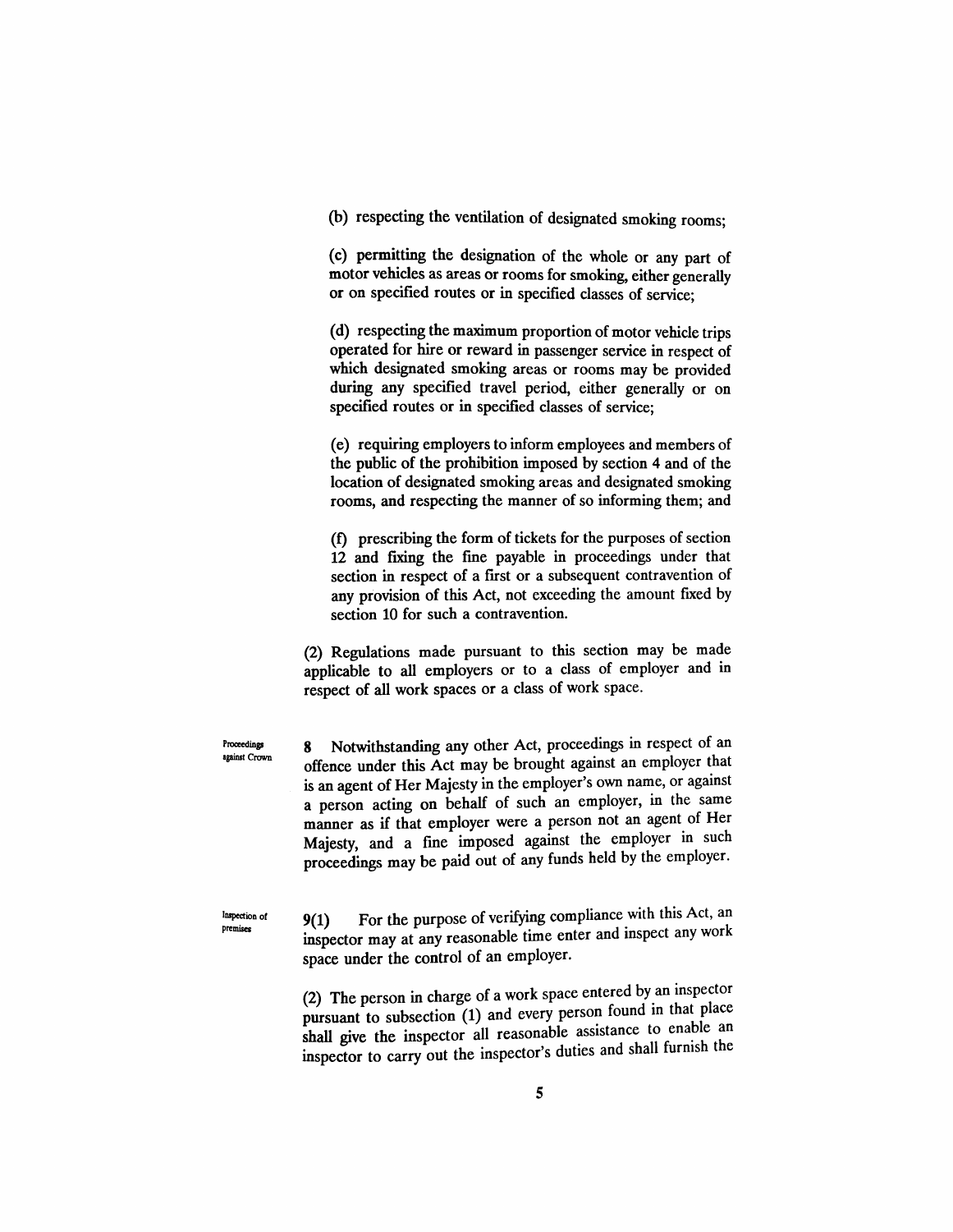(b) respecting the ventilation of designated smoking rooms;

(c) permitting the designation of the whole or any part of motor vehicles as areas or rooms for smoking, either generally or on specified routes or in specified classes of service;

(d) respecting the maximum proportion of motor vehicle trips operated for hire or reward in passenger service in respect of which designated smoking areas or rooms may be provided during any specified travel period, either generally or on specified routes or in specified classes of service;

(e) requiring employers to inform employees and members of the public of the prohibition imposed by section 4 and of the location of designated smoking areas and designated smoking rooms, and respecting the manner of so informing them; and

(f) prescribing the form of tickets for the purposes of section 12 and fixing the fine payable in proceedings under that section in respect of a first or a subsequent contravention of any provision of this Act, not exceeding the amount fixed by section 10 for such a contravention.

(2) Regulations made pursuant to this section may be made applicable to all employers or to a class of employer and in respect of all work spaces or a class of work space.

*Proceedings against Crown*

**8** Notwithstanding any other Act, proceedings in respect of an offence under this Act may be brought against an employer that is an agent of Her Majesty in the employer's own name, or against a person acting on behalf of such an employer, in the same manner as if that employer were a person not an agent of Her Majesty, and a fine imposed against the employer in such proceedings may be paid out of any funds held by the employer.

*Inspection of premises*

**9(1)** For the purpose of verifying compliance with this Act, an inspector may at any reasonable time enter and inspect any work space under the control of an employer.

(2) The person in charge of a work space entered by an inspector pursuant to subsection (1) and every person found in that place shall give the inspector all reasonable assistance to enable an inspector to carry out the inspector's duties and shall furnish the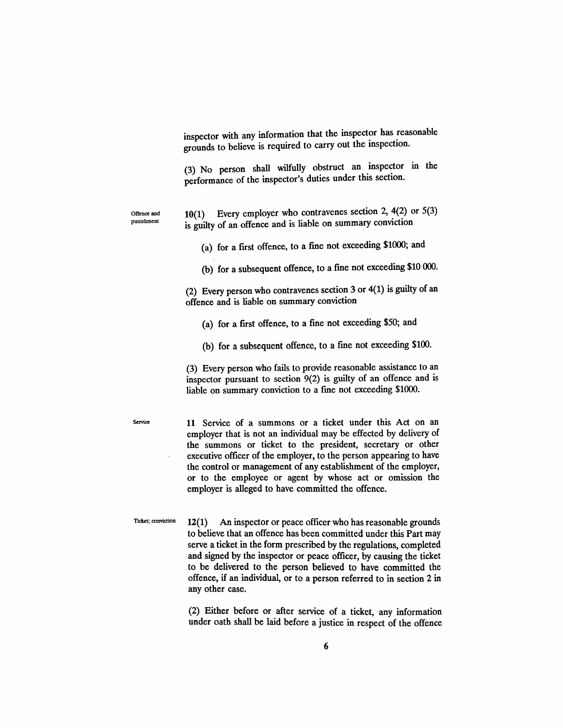inspector with any information that the inspector has reasonable grounds to believe is required to carry out the inspection.

(3) No person shall wilfully obstruct an inspector in the performance of the inspector's duties under this section.

Offence and punishment

**10**(1) Every employer who contravenes section 2, 4(2) or 5(3) is guilty of an offence and is liable on summary conviction

(a) for a first offence, to a fine not exceeding $1000; and

(b) for a subsequent offence, to a fine not exceeding $10 000.

(2) Every person who contravenes section 3 or 4(1) is guilty of an offence and is liable on summary conviction

(a) for a first offence, to a fine not exceeding $50; and

(b) for a subsequent offence, to a fine not exceeding $100.

(3) Every person who fails to provide reasonable assistance to an inspector pursuant to section 9(2) is guilty of an offence and is liable on summary conviction to a fine not exceeding $1000.

Service

**11** Service of a summons or a ticket under this Act on an employer that is not an individual may be effected by delivery of the summons or ticket to the president, secretary or other executive officer of the employer, to the person appearing to have the control or management of any establishment of the employer, or to the employee or agent by whose act or omission the employer is alleged to have committed the offence.

Ticket; conviction

**12**(1) An inspector or peace officer who has reasonable grounds to believe that an offence has been committed under this Part may serve a ticket in the form prescribed by the regulations, completed and signed by the inspector or peace officer, by causing the ticket to be delivered to the person believed to have committed the offence, if an individual, or to a person referred to in section 2 in any other case.

(2) Either before or after service of a ticket, any information under oath shall be laid before a justice in respect of the offence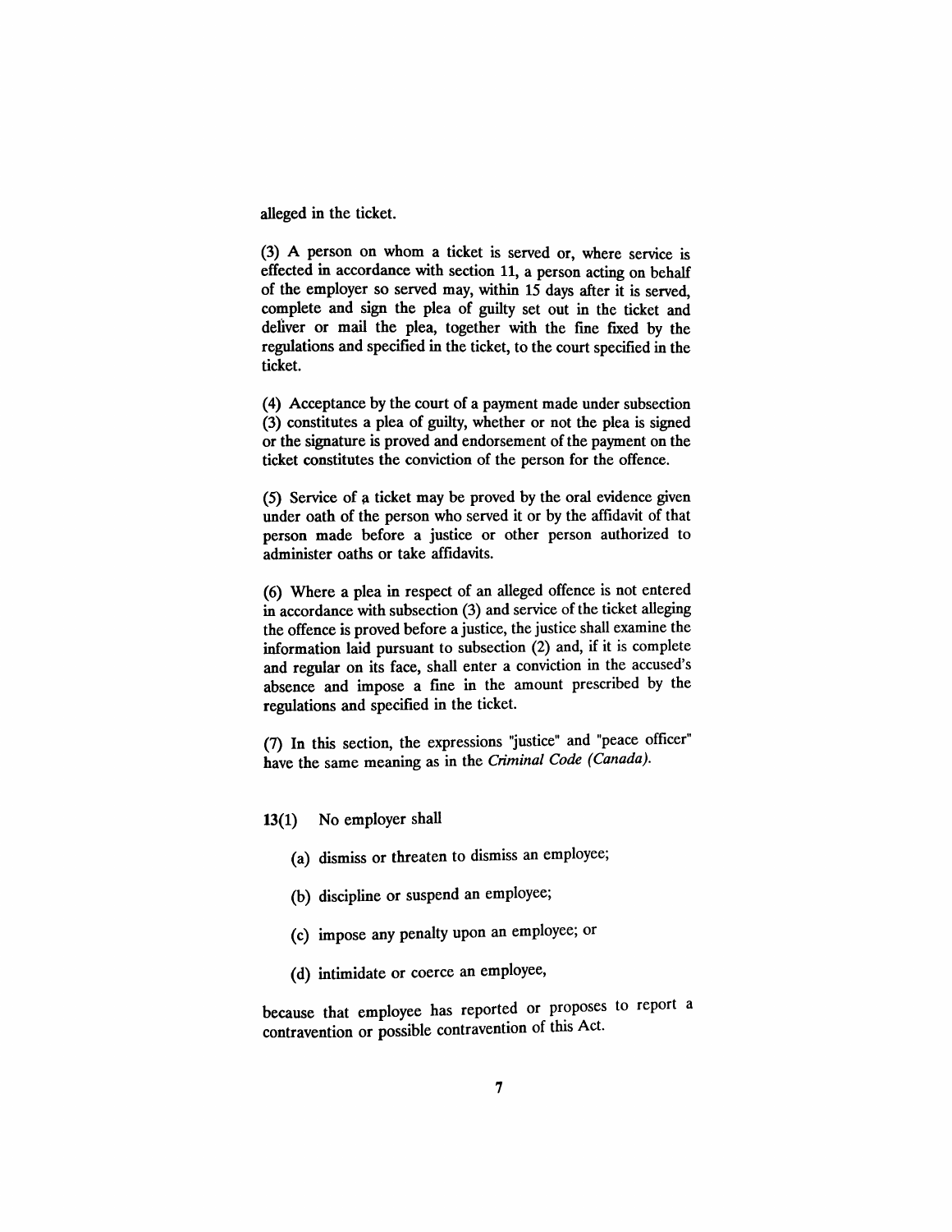alleged in the ticket.

(3) A person on whom a ticket is served or, where service is effected in accordance with section 11, a person acting on behalf of the employer so served may, within 15 days after it is served, complete and sign the plea of guilty set out in the ticket and deliver or mail the plea, together with the fine fixed by the regulations and specified in the ticket, to the court specified in the ticket.

(4) Acceptance by the court of a payment made under subsection (3) constitutes a plea of guilty, whether or not the plea is signed or the signature is proved and endorsement of the payment on the ticket constitutes the conviction of the person for the offence.

(5) Service of a ticket may be proved by the oral evidence given under oath of the person who served it or by the affidavit of that person made before a justice or other person authorized to administer oaths or take affidavits.

(6) Where a plea in respect of an alleged offence is not entered in accordance with subsection (3) and service of the ticket alleging the offence is proved before a justice, the justice shall examine the information laid pursuant to subsection (2) and, if it is complete and regular on its face, shall enter a conviction in the accused's absence and impose a fine in the amount prescribed by the regulations and specified in the ticket.

(7) In this section, the expressions "justice" and "peace officer" have the same meaning as in the *Criminal Code (Canada)*.

**13**(1) No employer shall

(a) dismiss or threaten to dismiss an employee;

(b) discipline or suspend an employee;

(c) impose any penalty upon an employee; or

(d) intimidate or coerce an employee,

because that employee has reported or proposes to report a contravention or possible contravention of this Act.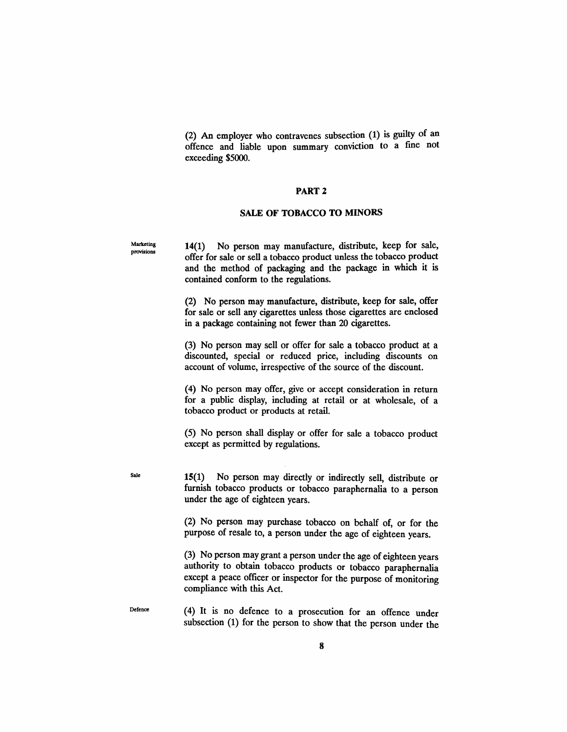(2) An employer who contravenes subsection (1) is guilty of an offence and liable upon summary conviction to a fine not exceeding $5000.

## PART 2

## SALE OF TOBACCO TO MINORS

Marketing provisions

**14(1)** No person may manufacture, distribute, keep for sale, offer for sale or sell a tobacco product unless the tobacco product and the method of packaging and the package in which it is contained conform to the regulations.

(2) No person may manufacture, distribute, keep for sale, offer for sale or sell any cigarettes unless those cigarettes are enclosed in a package containing not fewer than 20 cigarettes.

(3) No person may sell or offer for sale a tobacco product at a discounted, special or reduced price, including discounts on account of volume, irrespective of the source of the discount.

(4) No person may offer, give or accept consideration in return for a public display, including at retail or at wholesale, of a tobacco product or products at retail.

(5) No person shall display or offer for sale a tobacco product except as permitted by regulations.

Sale

**15(1)** No person may directly or indirectly sell, distribute or furnish tobacco products or tobacco paraphernalia to a person under the age of eighteen years.

(2) No person may purchase tobacco on behalf of, or for the purpose of resale to, a person under the age of eighteen years.

(3) No person may grant a person under the age of eighteen years authority to obtain tobacco products or tobacco paraphernalia except a peace officer or inspector for the purpose of monitoring compliance with this Act.

Defence

(4) It is no defence to a prosecution for an offence under subsection (1) for the person to show that the person under the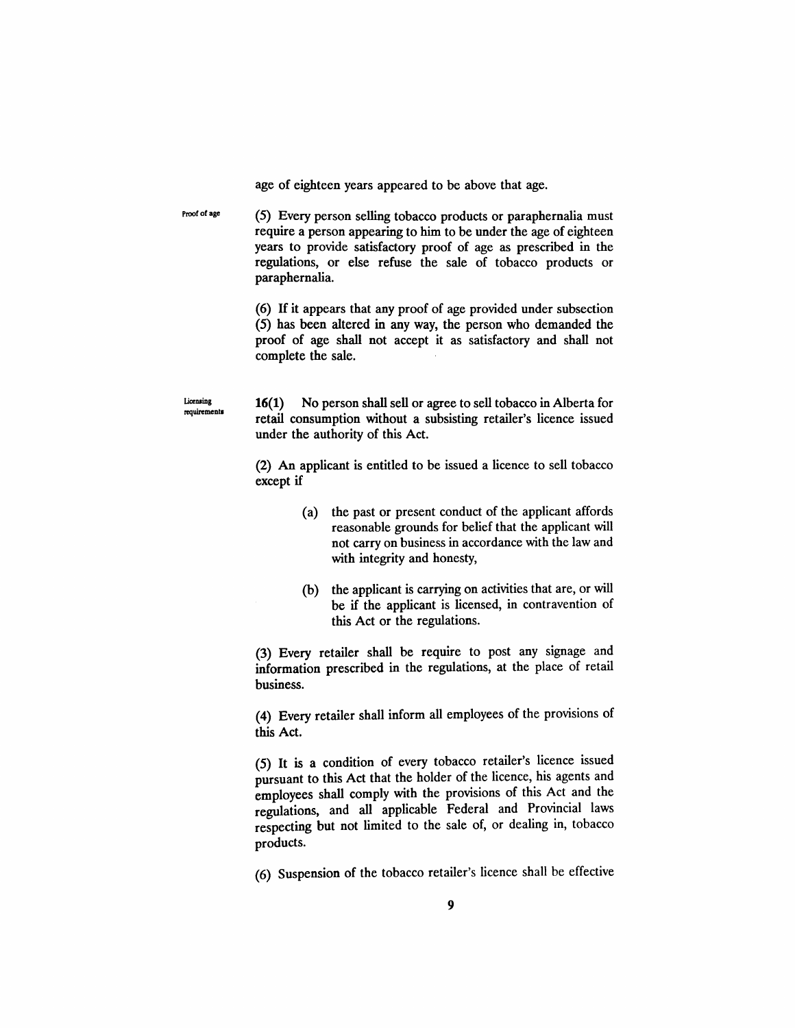age of eighteen years appeared to be above that age.

Proof of age

(5) Every person selling tobacco products or paraphernalia must require a person appearing to him to be under the age of eighteen years to provide satisfactory proof of age as prescribed in the regulations, or else refuse the sale of tobacco products or paraphernalia.

(6) If it appears that any proof of age provided under subsection (5) has been altered in any way, the person who demanded the proof of age shall not accept it as satisfactory and shall not complete the sale.

Licensing requirements

**16(1)** No person shall sell or agree to sell tobacco in Alberta for retail consumption without a subsisting retailer's licence issued under the authority of this Act.

(2) An applicant is entitled to be issued a licence to sell tobacco except if

- (a) the past or present conduct of the applicant affords reasonable grounds for belief that the applicant will not carry on business in accordance with the law and with integrity and honesty,
- (b) the applicant is carrying on activities that are, or will be if the applicant is licensed, in contravention of this Act or the regulations.

(3) Every retailer shall be require to post any signage and information prescribed in the regulations, at the place of retail business.

(4) Every retailer shall inform all employees of the provisions of this Act.

(5) It is a condition of every tobacco retailer's licence issued pursuant to this Act that the holder of the licence, his agents and employees shall comply with the provisions of this Act and the regulations, and all applicable Federal and Provincial laws respecting but not limited to the sale of, or dealing in, tobacco products.

(6) Suspension of the tobacco retailer's licence shall be effective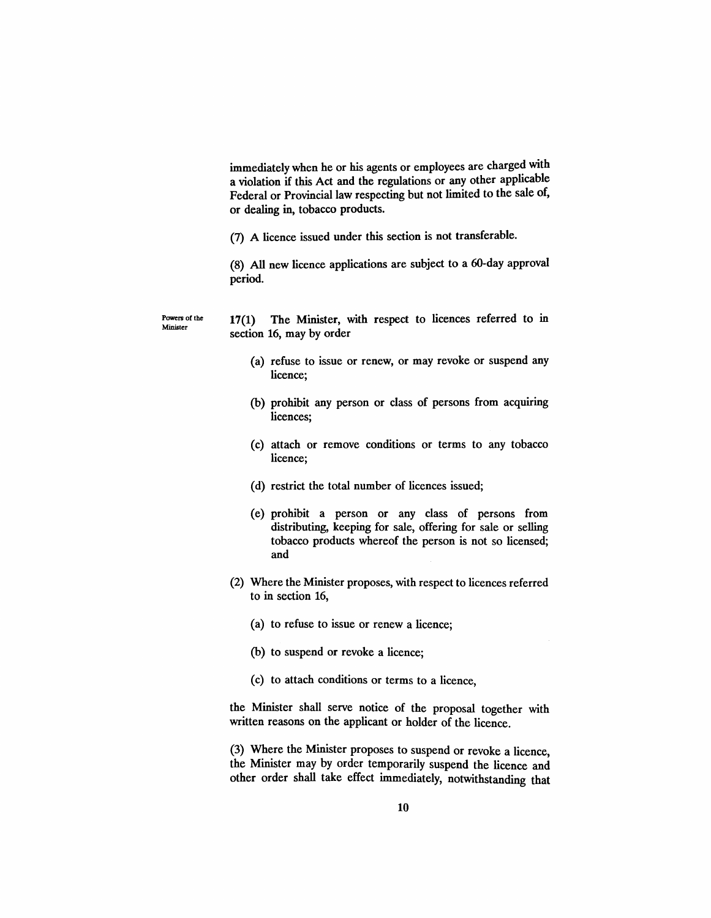immediately when he or his agents or employees are charged with a violation if this Act and the regulations or any other applicable Federal or Provincial law respecting but not limited to the sale of, or dealing in, tobacco products.

(7) A licence issued under this section is not transferable.

(8) All new licence applications are subject to a 60-day approval period.

Powers of the Minister

17(1) The Minister, with respect to licences referred to in section 16, may by order

(a) refuse to issue or renew, or may revoke or suspend any licence;

(b) prohibit any person or class of persons from acquiring licences;

(c) attach or remove conditions or terms to any tobacco licence;

(d) restrict the total number of licences issued;

(e) prohibit a person or any class of persons from distributing, keeping for sale, offering for sale or selling tobacco products whereof the person is not so licensed; and

(2) Where the Minister proposes, with respect to licences referred to in section 16,

(a) to refuse to issue or renew a licence;

(b) to suspend or revoke a licence;

(c) to attach conditions or terms to a licence,

the Minister shall serve notice of the proposal together with written reasons on the applicant or holder of the licence.

(3) Where the Minister proposes to suspend or revoke a licence, the Minister may by order temporarily suspend the licence and other order shall take effect immediately, notwithstanding that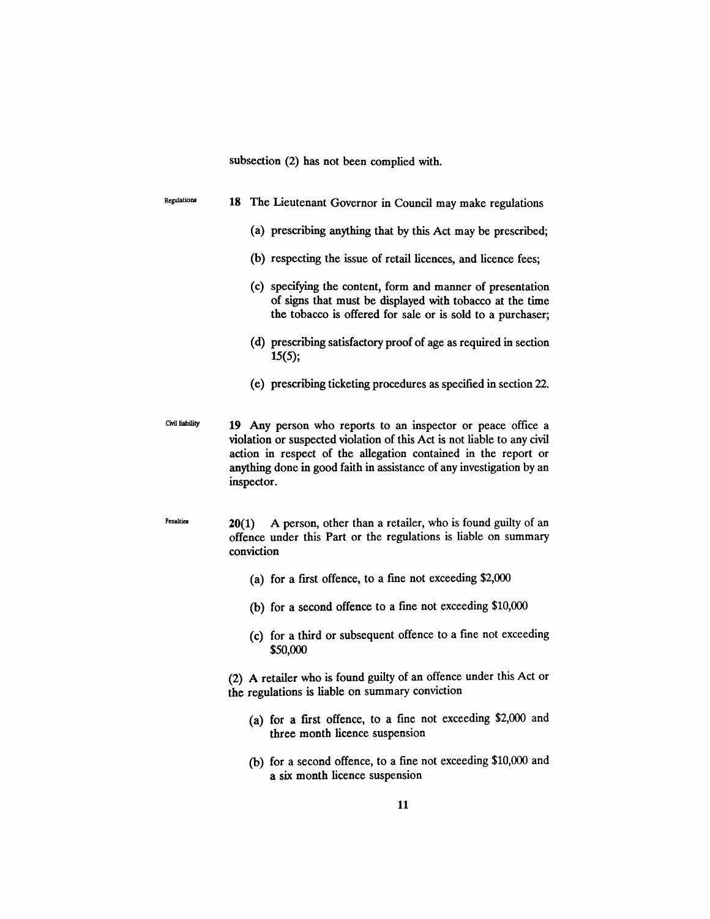subsection (2) has not been complied with.

Regulations

**18** The Lieutenant Governor in Council may make regulations

(a) prescribing anything that by this Act may be prescribed;

(b) respecting the issue of retail licences, and licence fees;

(c) specifying the content, form and manner of presentation of signs that must be displayed with tobacco at the time the tobacco is offered for sale or is sold to a purchaser;

(d) prescribing satisfactory proof of age as required in section 15(5);

(e) prescribing ticketing procedures as specified in section 22.

Civil liability

**19** Any person who reports to an inspector or peace office a violation or suspected violation of this Act is not liable to any civil action in respect of the allegation contained in the report or anything done in good faith in assistance of any investigation by an inspector.

Penalties

**20(1)** A person, other than a retailer, who is found guilty of an offence under this Part or the regulations is liable on summary conviction

(a) for a first offence, to a fine not exceeding $2,000

(b) for a second offence to a fine not exceeding $10,000

(c) for a third or subsequent offence to a fine not exceeding $50,000

(2) A retailer who is found guilty of an offence under this Act or the regulations is liable on summary conviction

(a) for a first offence, to a fine not exceeding $2,000 and three month licence suspension

(b) for a second offence, to a fine not exceeding $10,000 and a six month licence suspension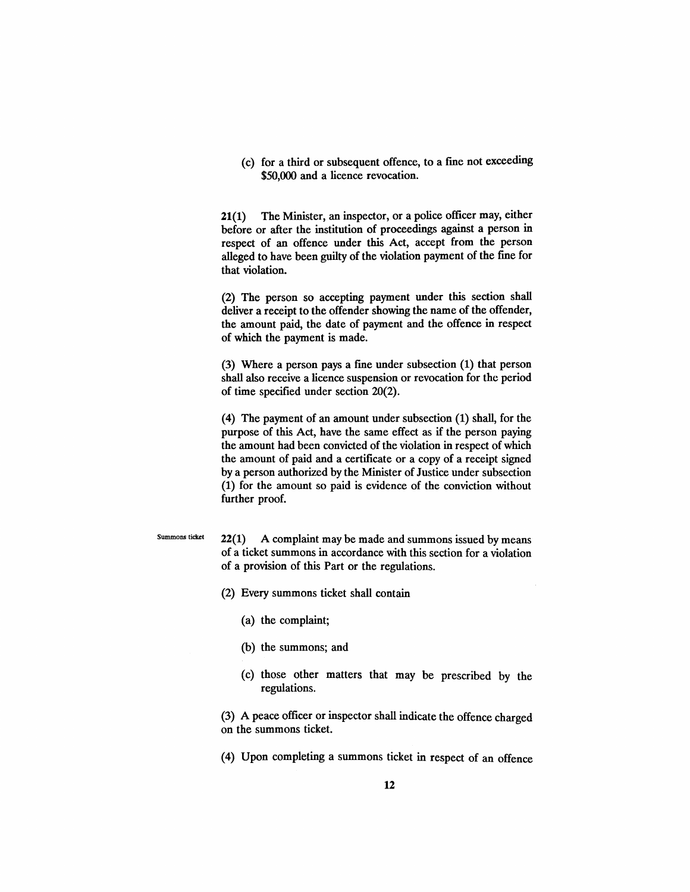(c) for a third or subsequent offence, to a fine not exceeding $50,000 and a licence revocation.

**21(1)** The Minister, an inspector, or a police officer may, either before or after the institution of proceedings against a person in respect of an offence under this Act, accept from the person alleged to have been guilty of the violation payment of the fine for that violation.

(2) The person so accepting payment under this section shall deliver a receipt to the offender showing the name of the offender, the amount paid, the date of payment and the offence in respect of which the payment is made.

(3) Where a person pays a fine under subsection (1) that person shall also receive a licence suspension or revocation for the period of time specified under section 20(2).

(4) The payment of an amount under subsection (1) shall, for the purpose of this Act, have the same effect as if the person paying the amount had been convicted of the violation in respect of which the amount of paid and a certificate or a copy of a receipt signed by a person authorized by the Minister of Justice under subsection (1) for the amount so paid is evidence of the conviction without further proof.

Summons ticket

**22(1)** A complaint may be made and summons issued by means of a ticket summons in accordance with this section for a violation of a provision of this Part or the regulations.

(2) Every summons ticket shall contain

(a) the complaint;

(b) the summons; and

(c) those other matters that may be prescribed by the regulations.

(3) A peace officer or inspector shall indicate the offence charged on the summons ticket.

(4) Upon completing a summons ticket in respect of an offence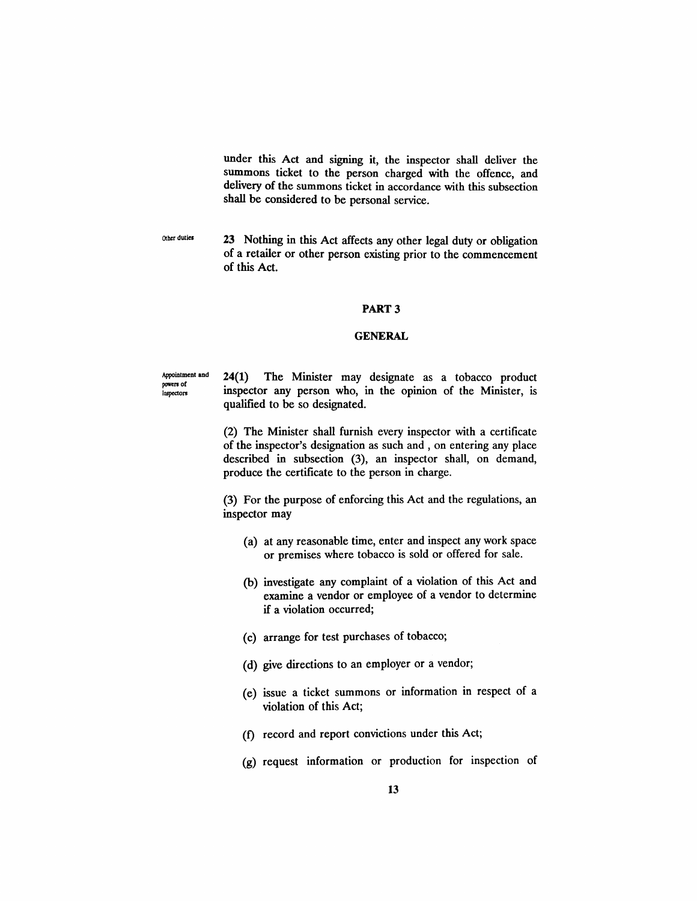under this Act and signing it, the inspector shall deliver the summons ticket to the person charged with the offence, and delivery of the summons ticket in accordance with this subsection shall be considered to be personal service.

Other duties

23 Nothing in this Act affects any other legal duty or obligation of a retailer or other person existing prior to the commencement of this Act.

## PART 3

## GENERAL

Appointment and powers of Inspectors

24(1) The Minister may designate as a tobacco product inspector any person who, in the opinion of the Minister, is qualified to be so designated.

(2) The Minister shall furnish every inspector with a certificate of the inspector's designation as such and , on entering any place described in subsection (3), an inspector shall, on demand, produce the certificate to the person in charge.

(3) For the purpose of enforcing this Act and the regulations, an inspector may

(a) at any reasonable time, enter and inspect any work space or premises where tobacco is sold or offered for sale.

(b) investigate any complaint of a violation of this Act and examine a vendor or employee of a vendor to determine if a violation occurred;

(c) arrange for test purchases of tobacco;

(d) give directions to an employer or a vendor;

(e) issue a ticket summons or information in respect of a violation of this Act;

(f) record and report convictions under this Act;

(g) request information or production for inspection of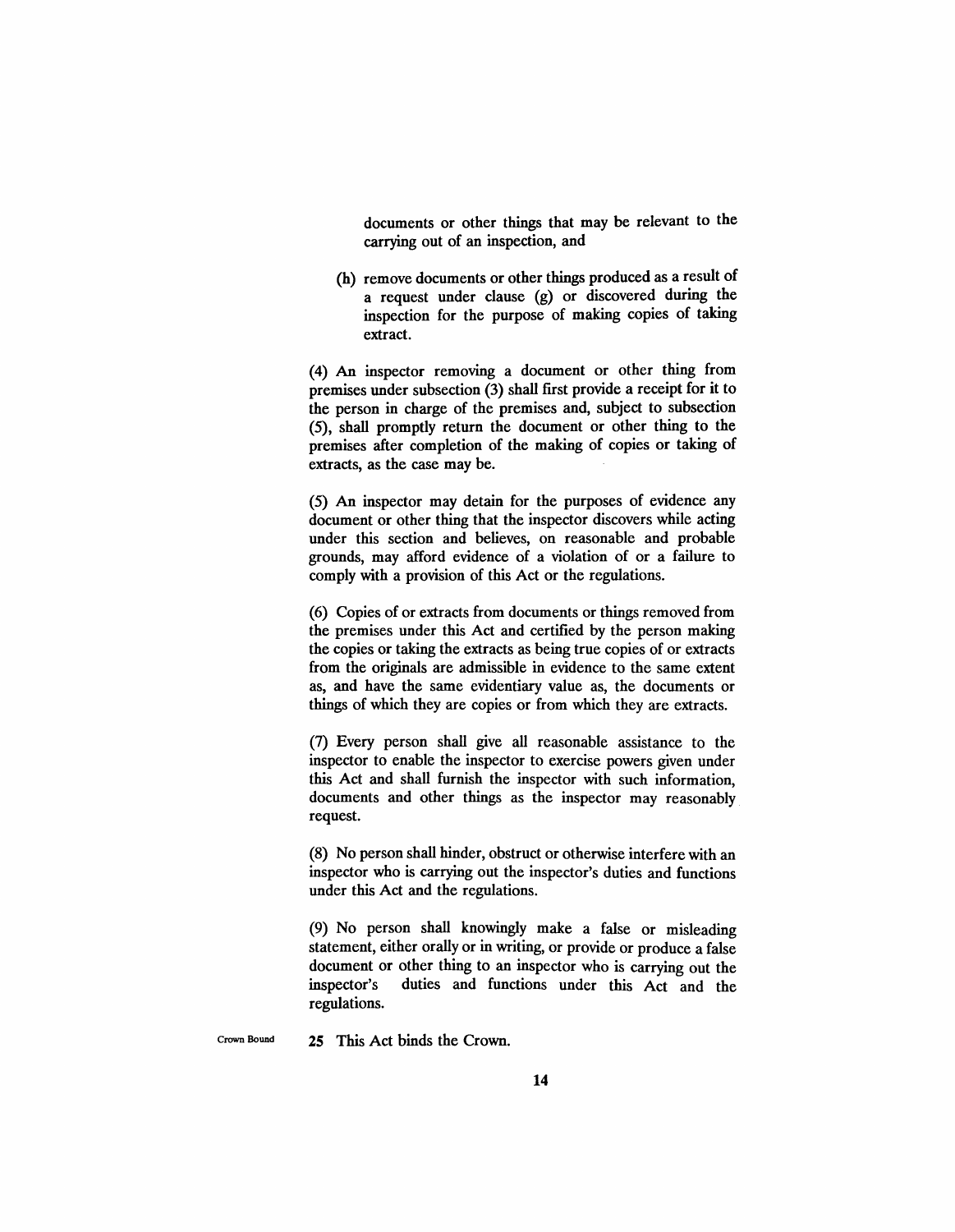documents or other things that may be relevant to the carrying out of an inspection, and

(h) remove documents or other things produced as a result of a request under clause (g) or discovered during the inspection for the purpose of making copies of taking extract.

(4) An inspector removing a document or other thing from premises under subsection (3) shall first provide a receipt for it to the person in charge of the premises and, subject to subsection (5), shall promptly return the document or other thing to the premises after completion of the making of copies or taking of extracts, as the case may be.

(5) An inspector may detain for the purposes of evidence any document or other thing that the inspector discovers while acting under this section and believes, on reasonable and probable grounds, may afford evidence of a violation of or a failure to comply with a provision of this Act or the regulations.

(6) Copies of or extracts from documents or things removed from the premises under this Act and certified by the person making the copies or taking the extracts as being true copies of or extracts from the originals are admissible in evidence to the same extent as, and have the same evidentiary value as, the documents or things of which they are copies or from which they are extracts.

(7) Every person shall give all reasonable assistance to the inspector to enable the inspector to exercise powers given under this Act and shall furnish the inspector with such information, documents and other things as the inspector may reasonably request.

(8) No person shall hinder, obstruct or otherwise interfere with an inspector who is carrying out the inspector's duties and functions under this Act and the regulations.

(9) No person shall knowingly make a false or misleading statement, either orally or in writing, or provide or produce a false document or other thing to an inspector who is carrying out the inspector's duties and functions under this Act and the regulations.

Crown Bound

**25** This Act binds the Crown.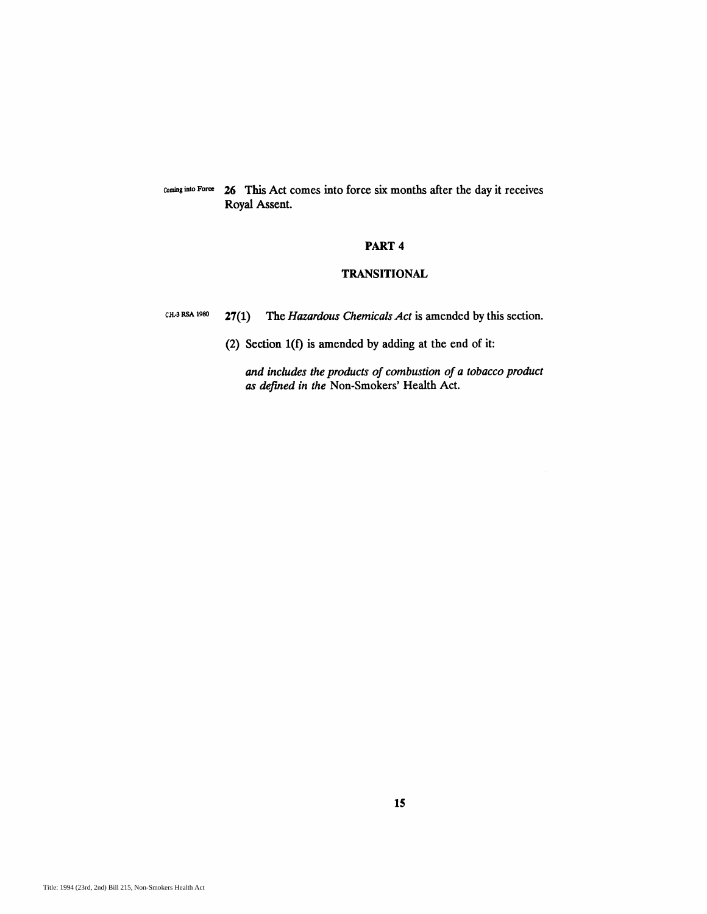Coming into Force **26** This Act comes into force six months after the day it receives Royal Assent.

## PART 4

## TRANSITIONAL

C.H-3 RSA 1980 **27(1)** The *Hazardous Chemicals Act* is amended by this section.

(2) Section 1(f) is amended by adding at the end of it:

***and includes the products of combustion of a tobacco product as defined in the*** **Non-Smokers' Health Act.**